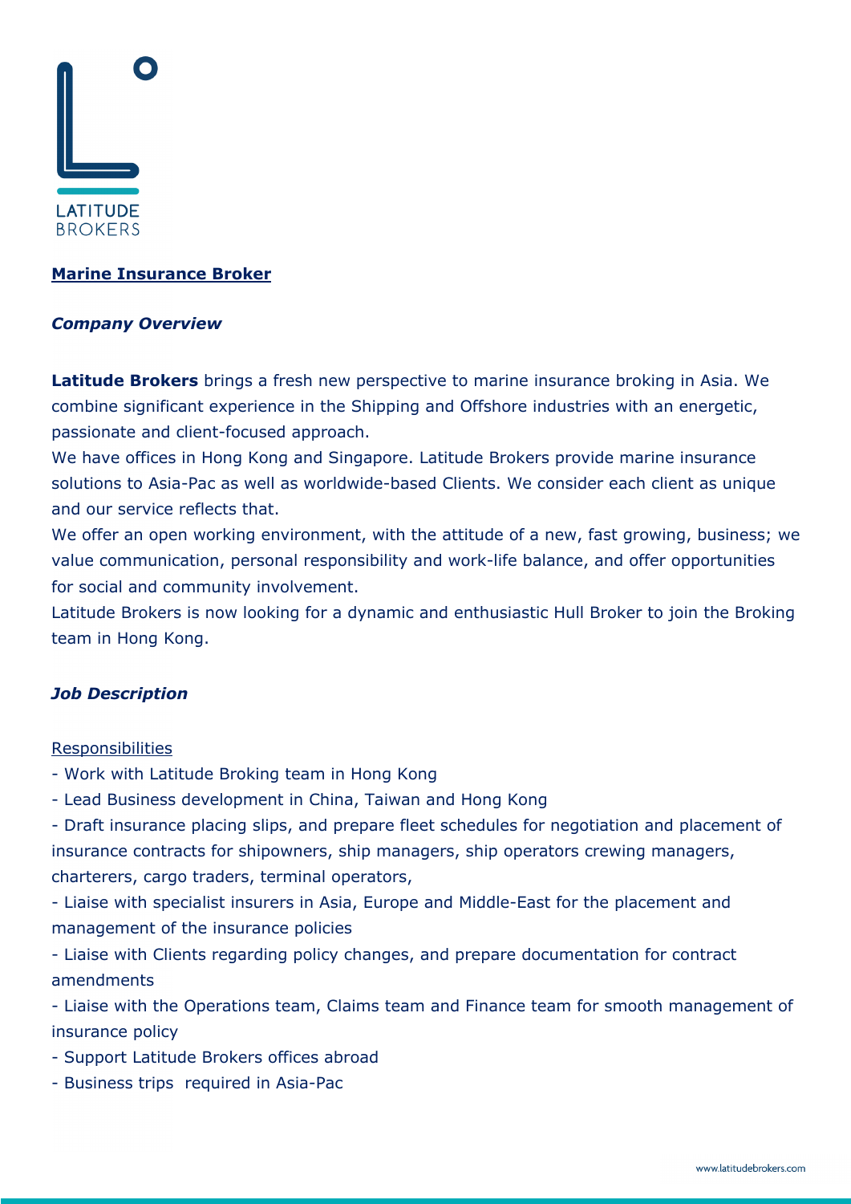LATITUDE BROKERS

# Marine Insurance Broker

## *Company Overview*

**Latitude Brokers** brings a fresh new perspective to marine insurance broking in Asia. We combine significant experience in the Shipping and Offshore industries with an energetic, passionate and client-focused approach.

We have offices in Hong Kong and Singapore. Latitude Brokers provide marine insurance solutions to Asia-Pac as well as worldwide-based Clients. We consider each client as unique and our service reflects that.

We offer an open working environment, with the attitude of a new, fast growing, business; we value communication, personal responsibility and work-life balance, and offer opportunities for social and community involvement.

Latitude Brokers is now looking for a dynamic and enthusiastic Hull Broker to join the Broking team in Hong Kong.

## *Job Description*

### Responsibilities

- Work with Latitude Broking team in Hong Kong
- Lead Business development in China, Taiwan and Hong Kong
- Draft insurance placing slips, and prepare fleet schedules for negotiation and placement of insurance contracts for shipowners, ship managers, ship operators crewing managers, charterers, cargo traders, terminal operators,
- Liaise with specialist insurers in Asia, Europe and Middle-East for the placement and management of the insurance policies
- Liaise with Clients regarding policy changes, and prepare documentation for contract amendments
- Liaise with the Operations team, Claims team and Finance team for smooth management of insurance policy
- Support Latitude Brokers offices abroad
- Business trips required in Asia-Pac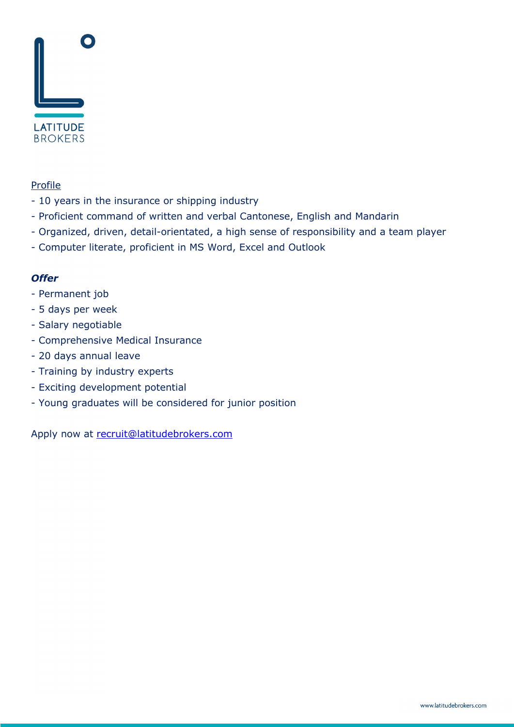LATITUDE
BROKERS

Profile

- 10 years in the insurance or shipping industry
- Proficient command of written and verbal Cantonese, English and Mandarin
- Organized, driven, detail-orientated, a high sense of responsibility and a team player
- Computer literate, proficient in MS Word, Excel and Outlook

***Offer***

- Permanent job
- 5 days per week
- Salary negotiable
- Comprehensive Medical Insurance
- 20 days annual leave
- Training by industry experts
- Exciting development potential
- Young graduates will be considered for junior position

Apply now at recruit@latitudebrokers.com